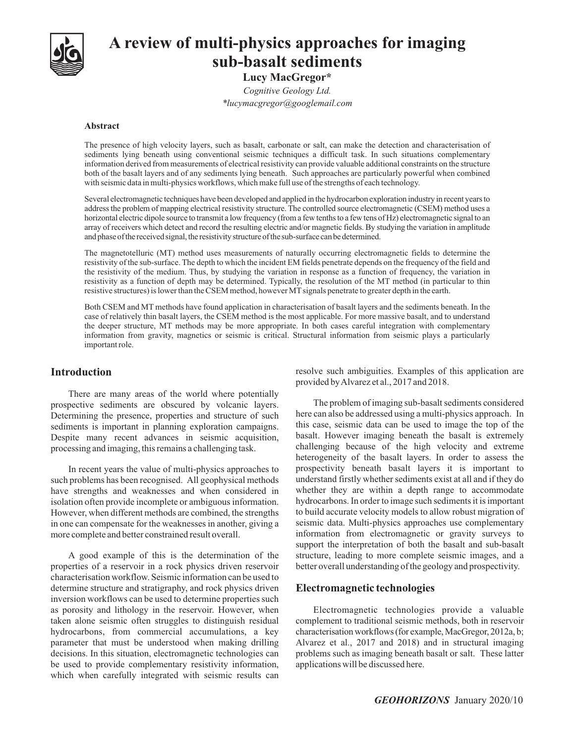# A review of multi-physics approaches for imaging sub-basalt sediments

**Lucy MacGregor***

*Cognitive Geology Ltd.*

*\*lucymacgregor@googlemail.com*

### Abstract

The presence of high velocity layers, such as basalt, carbonate or salt, can make the detection and characterisation of sediments lying beneath using conventional seismic techniques a difficult task. In such situations complementary information derived from measurements of electrical resistivity can provide valuable additional constraints on the structure both of the basalt layers and of any sediments lying beneath. Such approaches are particularly powerful when combined with seismic data in multi-physics workflows, which make full use of the strengths of each technology.

Several electromagnetic techniques have been developed and applied in the hydrocarbon exploration industry in recent years to address the problem of mapping electrical resistivity structure. The controlled source electromagnetic (CSEM) method uses a horizontal electric dipole source to transmit a low frequency (from a few tenths to a few tens of Hz) electromagnetic signal to an array of receivers which detect and record the resulting electric and/or magnetic fields. By studying the variation in amplitude and phase of the received signal, the resistivity structure of the sub-surface can be determined.

The magnetotelluric (MT) method uses measurements of naturally occurring electromagnetic fields to determine the resistivity of the sub-surface. The depth to which the incident EM fields penetrate depends on the frequency of the field and the resistivity of the medium. Thus, by studying the variation in response as a function of frequency, the variation in resistivity as a function of depth may be determined. Typically, the resolution of the MT method (in particular to thin resistive structures) is lower than the CSEM method, however MT signals penetrate to greater depth in the earth.

Both CSEM and MT methods have found application in characterisation of basalt layers and the sediments beneath. In the case of relatively thin basalt layers, the CSEM method is the most applicable. For more massive basalt, and to understand the deeper structure, MT methods may be more appropriate. In both cases careful integration with complementary information from gravity, magnetics or seismic is critical. Structural information from seismic plays a particularly important role.

## Introduction

There are many areas of the world where potentially prospective sediments are obscured by volcanic layers. Determining the presence, properties and structure of such sediments is important in planning exploration campaigns. Despite many recent advances in seismic acquisition, processing and imaging, this remains a challenging task.

In recent years the value of multi-physics approaches to such problems has been recognised. All geophysical methods have strengths and weaknesses and when considered in isolation often provide incomplete or ambiguous information. However, when different methods are combined, the strengths in one can compensate for the weaknesses in another, giving a more complete and better constrained result overall.

A good example of this is the determination of the properties of a reservoir in a rock physics driven reservoir characterisation workflow. Seismic information can be used to determine structure and stratigraphy, and rock physics driven inversion workflows can be used to determine properties such as porosity and lithology in the reservoir. However, when taken alone seismic often struggles to distinguish residual hydrocarbons, from commercial accumulations, a key parameter that must be understood when making drilling decisions. In this situation, electromagnetic technologies can be used to provide complementary resistivity information, which when carefully integrated with seismic results can resolve such ambiguities. Examples of this application are provided by Alvarez et al., 2017 and 2018.

The problem of imaging sub-basalt sediments considered here can also be addressed using a multi-physics approach. In this case, seismic data can be used to image the top of the basalt. However imaging beneath the basalt is extremely challenging because of the high velocity and extreme heterogeneity of the basalt layers. In order to assess the prospectivity beneath basalt layers it is important to understand firstly whether sediments exist at all and if they do whether they are within a depth range to accommodate hydrocarbons. In order to image such sediments it is important to build accurate velocity models to allow robust migration of seismic data. Multi-physics approaches use complementary information from electromagnetic or gravity surveys to support the interpretation of both the basalt and sub-basalt structure, leading to more complete seismic images, and a better overall understanding of the geology and prospectivity.

## Electromagnetic technologies

Electromagnetic technologies provide a valuable complement to traditional seismic methods, both in reservoir characterisation workflows (for example, MacGregor, 2012a, b; Alvarez et al., 2017 and 2018) and in structural imaging problems such as imaging beneath basalt or salt. These latter applications will be discussed here.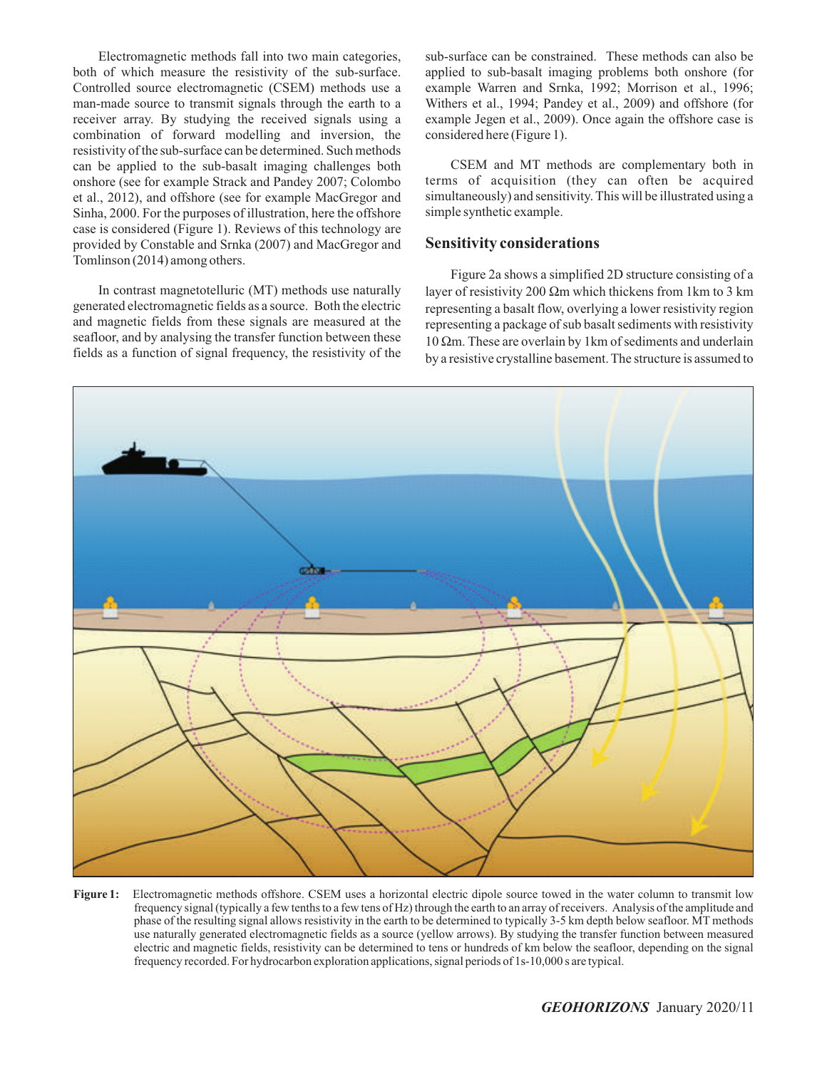Electromagnetic methods fall into two main categories, both of which measure the resistivity of the sub-surface. Controlled source electromagnetic (CSEM) methods use a man-made source to transmit signals through the earth to a receiver array. By studying the received signals using a combination of forward modelling and inversion, the resistivity of the sub-surface can be determined. Such methods can be applied to the sub-basalt imaging challenges both onshore (see for example Strack and Pandey 2007; Colombo et al., 2012), and offshore (see for example MacGregor and Sinha, 2000. For the purposes of illustration, here the offshore case is considered (Figure 1). Reviews of this technology are provided by Constable and Srnka (2007) and MacGregor and Tomlinson (2014) among others.

In contrast magnetotelluric (MT) methods use naturally generated electromagnetic fields as a source. Both the electric and magnetic fields from these signals are measured at the seafloor, and by analysing the transfer function between these fields as a function of signal frequency, the resistivity of the sub-surface can be constrained. These methods can also be applied to sub-basalt imaging problems both onshore (for example Warren and Srnka, 1992; Morrison et al., 1996; Withers et al., 1994; Pandey et al., 2009) and offshore (for example Jegen et al., 2009). Once again the offshore case is considered here (Figure 1).

CSEM and MT methods are complementary both in terms of acquisition (they can often be acquired simultaneously) and sensitivity. This will be illustrated using a simple synthetic example.

## Sensitivity considerations

Figure 2a shows a simplified 2D structure consisting of a layer of resistivity 200 Ωm which thickens from 1km to 3 km representing a basalt flow, overlying a lower resistivity region representing a package of sub basalt sediments with resistivity 10 Ωm. These are overlain by 1km of sediments and underlain by a resistive crystalline basement. The structure is assumed to

**Figure 1:** Electromagnetic methods offshore. CSEM uses a horizontal electric dipole source towed in the water column to transmit low frequency signal (typically a few tenths to a few tens of Hz) through the earth to an array of receivers. Analysis of the amplitude and phase of the resulting signal allows resistivity in the earth to be determined to typically 3-5 km depth below seafloor. MT methods use naturally generated electromagnetic fields as a source (yellow arrows). By studying the transfer function between measured electric and magnetic fields, resistivity can be determined to tens or hundreds of km below the seafloor, depending on the signal frequency recorded. For hydrocarbon exploration applications, signal periods of 1s-10,000 s are typical.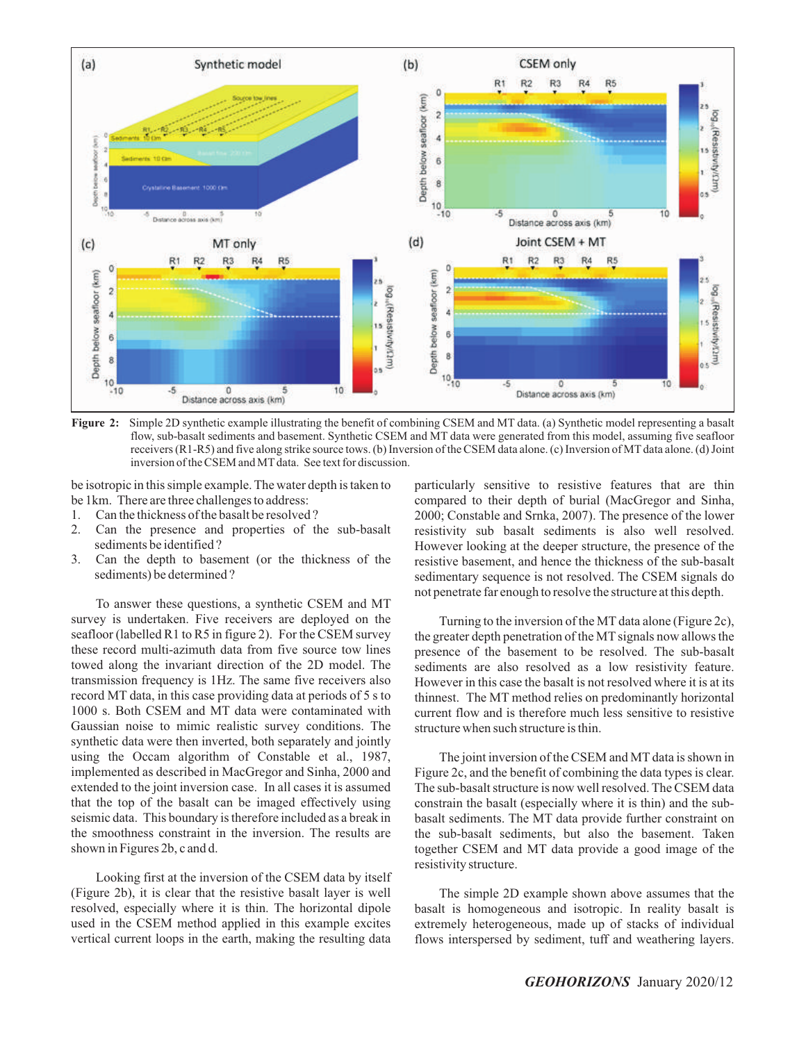**Figure 2:** Simple 2D synthetic example illustrating the benefit of combining CSEM and MT data. (a) Synthetic model representing a basalt flow, sub-basalt sediments and basement. Synthetic CSEM and MT data were generated from this model, assuming five seafloor receivers (R1-R5) and five along strike source tows. (b) Inversion of the CSEM data alone. (c) Inversion of MT data alone. (d) Joint inversion of the CSEM and MT data. See text for discussion.

be isotropic in this simple example. The water depth is taken to be 1km. There are three challenges to address:

1. Can the thickness of the basalt be resolved?
2. Can the presence and properties of the sub-basalt sediments be identified?
3. Can the depth to basement (or the thickness of the sediments) be determined?

To answer these questions, a synthetic CSEM and MT survey is undertaken. Five receivers are deployed on the seafloor (labelled R1 to R5 in figure 2). For the CSEM survey these record multi-azimuth data from five source tow lines towed along the invariant direction of the 2D model. The transmission frequency is 1Hz. The same five receivers also record MT data, in this case providing data at periods of 5 s to 1000 s. Both CSEM and MT data were contaminated with Gaussian noise to mimic realistic survey conditions. The synthetic data were then inverted, both separately and jointly using the Occam algorithm of Constable et al., 1987, implemented as described in MacGregor and Sinha, 2000 and extended to the joint inversion case. In all cases it is assumed that the top of the basalt can be imaged effectively using seismic data. This boundary is therefore included as a break in the smoothness constraint in the inversion. The results are shown in Figures 2b, c and d.

Looking first at the inversion of the CSEM data by itself (Figure 2b), it is clear that the resistive basalt layer is well resolved, especially where it is thin. The horizontal dipole used in the CSEM method applied in this example excites vertical current loops in the earth, making the resulting data particularly sensitive to resistive features that are thin compared to their depth of burial (MacGregor and Sinha, 2000; Constable and Srnka, 2007). The presence of the lower resistivity sub basalt sediments is also well resolved. However looking at the deeper structure, the presence of the resistive basement, and hence the thickness of the sub-basalt sedimentary sequence is not resolved. The CSEM signals do not penetrate far enough to resolve the structure at this depth.

Turning to the inversion of the MT data alone (Figure 2c), the greater depth penetration of the MT signals now allows the presence of the basement to be resolved. The sub-basalt sediments are also resolved as a low resistivity feature. However in this case the basalt is not resolved where it is at its thinnest. The MT method relies on predominantly horizontal current flow and is therefore much less sensitive to resistive structure when such structure is thin.

The joint inversion of the CSEM and MT data is shown in Figure 2c, and the benefit of combining the data types is clear. The sub-basalt structure is now well resolved. The CSEM data constrain the basalt (especially where it is thin) and the sub-basalt sediments. The MT data provide further constraint on the sub-basalt sediments, but also the basement. Taken together CSEM and MT data provide a good image of the resistivity structure.

The simple 2D example shown above assumes that the basalt is homogeneous and isotropic. In reality basalt is extremely heterogeneous, made up of stacks of individual flows interspersed by sediment, tuff and weathering layers.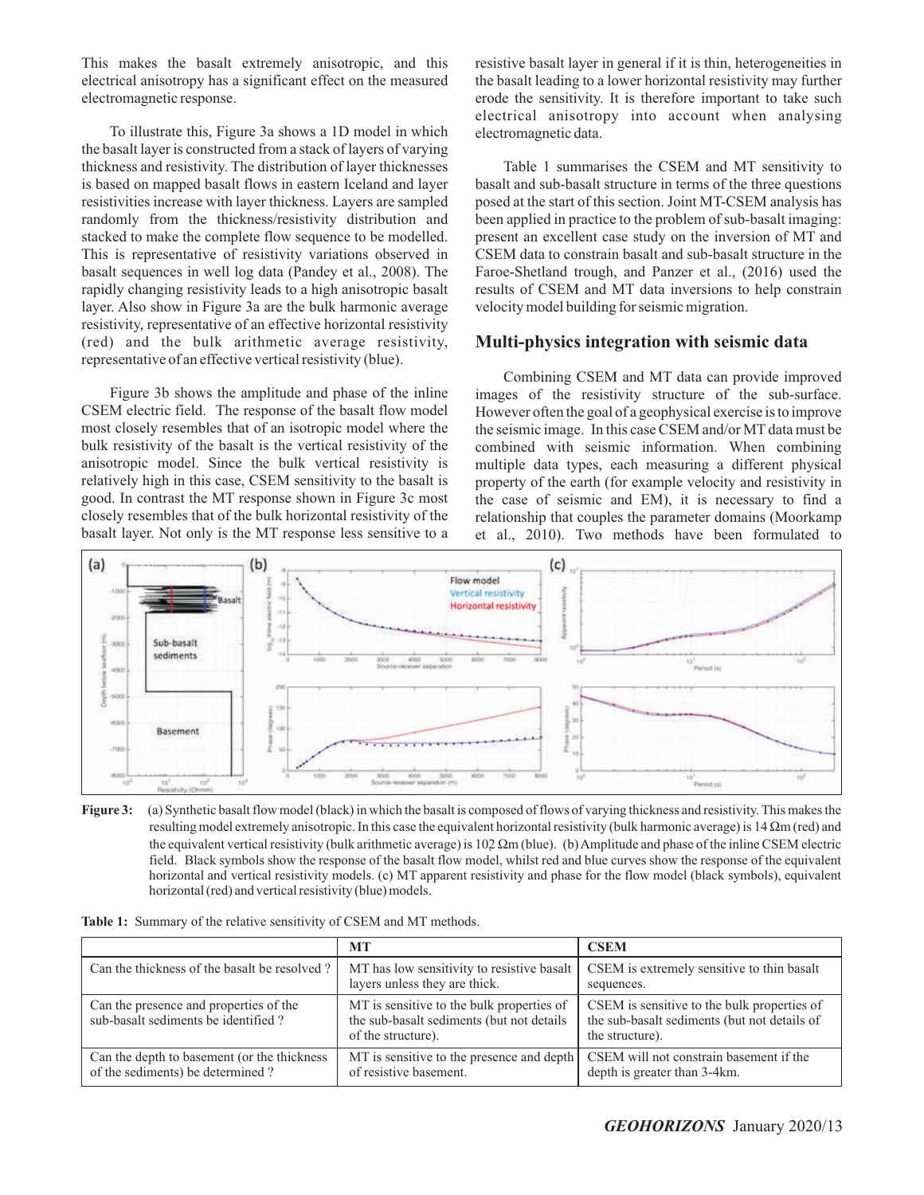This makes the basalt extremely anisotropic, and this electrical anisotropy has a significant effect on the measured electromagnetic response.

To illustrate this, Figure 3a shows a 1D model in which the basalt layer is constructed from a stack of layers of varying thickness and resistivity. The distribution of layer thicknesses is based on mapped basalt flows in eastern Iceland and layer resistivities increase with layer thickness. Layers are sampled randomly from the thickness/resistivity distribution and stacked to make the complete flow sequence to be modelled. This is representative of resistivity variations observed in basalt sequences in well log data (Pandey et al., 2008). The rapidly changing resistivity leads to a high anisotropic basalt layer. Also show in Figure 3a are the bulk harmonic average resistivity, representative of an effective horizontal resistivity (red) and the bulk arithmetic average resistivity, representative of an effective vertical resistivity (blue).

Figure 3b shows the amplitude and phase of the inline CSEM electric field. The response of the basalt flow model most closely resembles that of an isotropic model where the bulk resistivity of the basalt is the vertical resistivity of the anisotropic model. Since the bulk vertical resistivity is relatively high in this case, CSEM sensitivity to the basalt is good. In contrast the MT response shown in Figure 3c most closely resembles that of the bulk horizontal resistivity of the basalt layer. Not only is the MT response less sensitive to a resistive basalt layer in general if it is thin, heterogeneities in the basalt leading to a lower horizontal resistivity may further erode the sensitivity. It is therefore important to take such electrical anisotropy into account when analysing electromagnetic data.

Table 1 summarises the CSEM and MT sensitivity to basalt and sub-basalt structure in terms of the three questions posed at the start of this section. Joint MT-CSEM analysis has been applied in practice to the problem of sub-basalt imaging: present an excellent case study on the inversion of MT and CSEM data to constrain basalt and sub-basalt structure in the Faroe-Shetland trough, and Panzer et al., (2016) used the results of CSEM and MT data inversions to help constrain velocity model building for seismic migration.

## Multi-physics integration with seismic data

Combining CSEM and MT data can provide improved images of the resistivity structure of the sub-surface. However often the goal of a geophysical exercise is to improve the seismic image. In this case CSEM and/or MT data must be combined with seismic information. When combining multiple data types, each measuring a different physical property of the earth (for example velocity and resistivity in the case of seismic and EM), it is necessary to find a relationship that couples the parameter domains (Moorkamp et al., 2010). Two methods have been formulated to

**Figure 3:** (a) Synthetic basalt flow model (black) in which the basalt is composed of flows of varying thickness and resistivity. This makes the resulting model extremely anisotropic. In this case the equivalent horizontal resistivity (bulk harmonic average) is 14 Ωm (red) and the equivalent vertical resistivity (bulk arithmetic average) is 102 Ωm (blue). (b) Amplitude and phase of the inline CSEM electric field. Black symbols show the response of the basalt flow model, whilst red and blue curves show the response of the equivalent horizontal and vertical resistivity models. (c) MT apparent resistivity and phase for the flow model (black symbols), equivalent horizontal (red) and vertical resistivity (blue) models.

**Table 1:** Summary of the relative sensitivity of CSEM and MT methods.

| | MT | CSEM |
|---|---|---|
| Can the thickness of the basalt be resolved ? | MT has low sensitivity to resistive basalt layers unless they are thick. | CSEM is extremely sensitive to thin basalt sequences. |
| Can the presence and properties of the sub-basalt sediments be identified ? | MT is sensitive to the bulk properties of the sub-basalt sediments (but not details of the structure). | CSEM is sensitive to the bulk properties of the sub-basalt sediments (but not details of the structure). |
| Can the depth to basement (or the thickness of the sediments) be determined ? | MT is sensitive to the presence and depth of resistive basement. | CSEM will not constrain basement if the depth is greater than 3-4km. |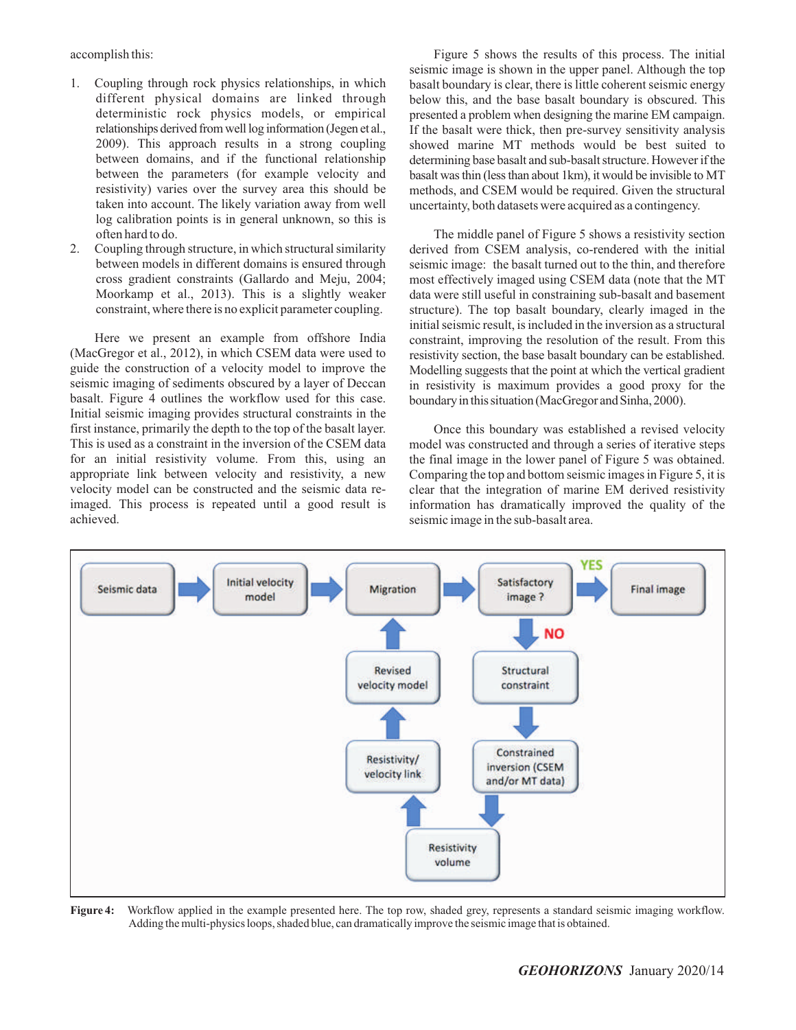accomplish this:

1. Coupling through rock physics relationships, in which different physical domains are linked through deterministic rock physics models, or empirical relationships derived from well log information (Jegen et al., 2009). This approach results in a strong coupling between domains, and if the functional relationship between the parameters (for example velocity and resistivity) varies over the survey area this should be taken into account. The likely variation away from well log calibration points is in general unknown, so this is often hard to do.
2. Coupling through structure, in which structural similarity between models in different domains is ensured through cross gradient constraints (Gallardo and Meju, 2004; Moorkamp et al., 2013). This is a slightly weaker constraint, where there is no explicit parameter coupling.

Here we present an example from offshore India (MacGregor et al., 2012), in which CSEM data were used to guide the construction of a velocity model to improve the seismic imaging of sediments obscured by a layer of Deccan basalt. Figure 4 outlines the workflow used for this case. Initial seismic imaging provides structural constraints in the first instance, primarily the depth to the top of the basalt layer. This is used as a constraint in the inversion of the CSEM data for an initial resistivity volume. From this, using an appropriate link between velocity and resistivity, a new velocity model can be constructed and the seismic data re-imaged. This process is repeated until a good result is achieved.

Figure 5 shows the results of this process. The initial seismic image is shown in the upper panel. Although the top basalt boundary is clear, there is little coherent seismic energy below this, and the base basalt boundary is obscured. This presented a problem when designing the marine EM campaign. If the basalt were thick, then pre-survey sensitivity analysis showed marine MT methods would be best suited to determining base basalt and sub-basalt structure. However if the basalt was thin (less than about 1km), it would be invisible to MT methods, and CSEM would be required. Given the structural uncertainty, both datasets were acquired as a contingency.

The middle panel of Figure 5 shows a resistivity section derived from CSEM analysis, co-rendered with the initial seismic image: the basalt turned out to the thin, and therefore most effectively imaged using CSEM data (note that the MT data were still useful in constraining sub-basalt and basement structure). The top basalt boundary, clearly imaged in the initial seismic result, is included in the inversion as a structural constraint, improving the resolution of the result. From this resistivity section, the base basalt boundary can be established. Modelling suggests that the point at which the vertical gradient in resistivity is maximum provides a good proxy for the boundary in this situation (MacGregor and Sinha, 2000).

Once this boundary was established a revised velocity model was constructed and through a series of iterative steps the final image in the lower panel of Figure 5 was obtained. Comparing the top and bottom seismic images in Figure 5, it is clear that the integration of marine EM derived resistivity information has dramatically improved the quality of the seismic image in the sub-basalt area.

```
Seismic data -> Initial velocity model -> Migration -> Satisfactory image ? --YES--> Final image
                                              ^                 | NO
                                              |                 v
                                  Revised velocity model   Structural constraint
                                              ^                 |
                                              |                 v
                                  Resistivity/velocity link   Constrained inversion (CSEM and/or MT data)
                                              ^                 |
                                              |                 v
                                              +---- Resistivity volume
```

**Figure 4:** Workflow applied in the example presented here. The top row, shaded grey, represents a standard seismic imaging workflow. Adding the multi-physics loops, shaded blue, can dramatically improve the seismic image that is obtained.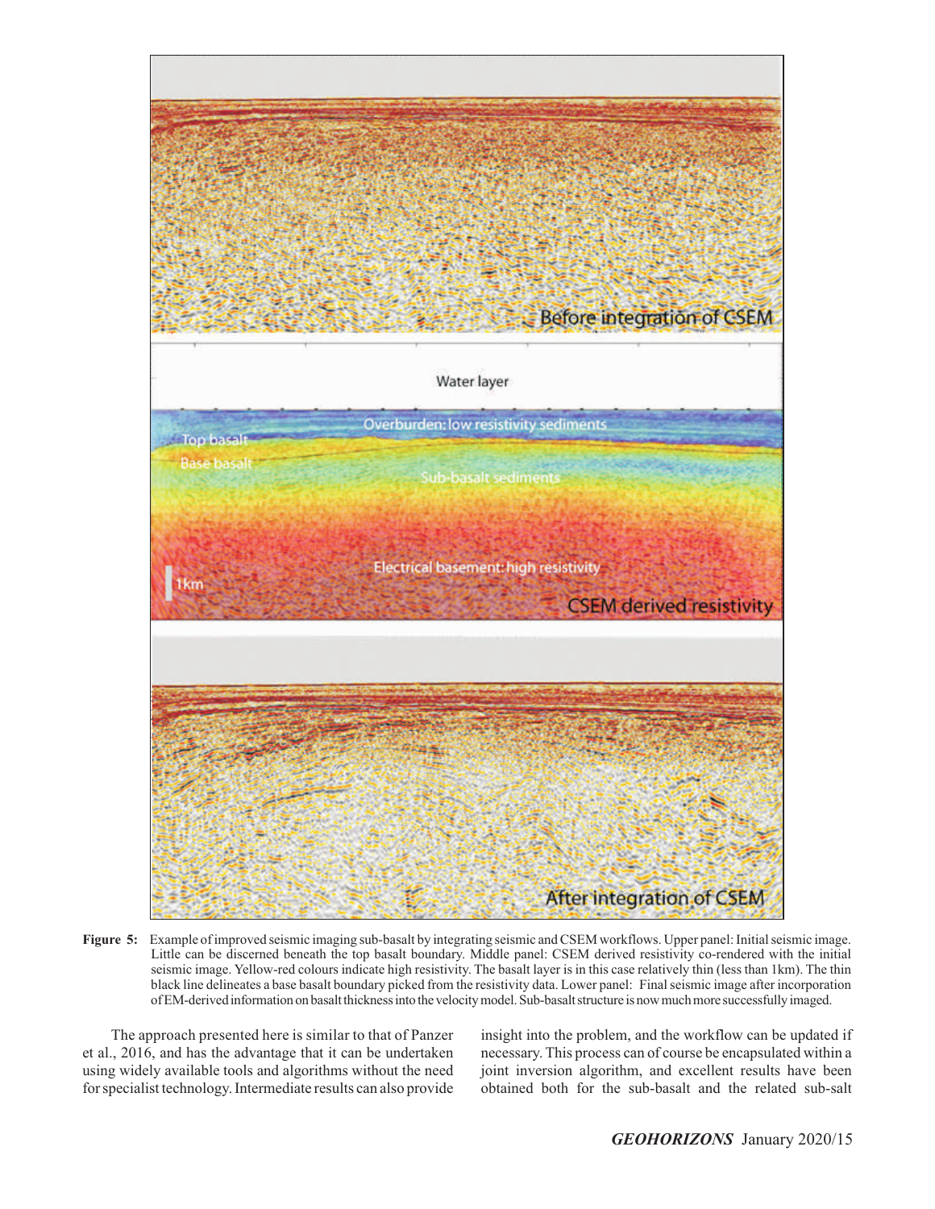**Figure 5:** Example of improved seismic imaging sub-basalt by integrating seismic and CSEM workflows. Upper panel: Initial seismic image. Little can be discerned beneath the top basalt boundary. Middle panel: CSEM derived resistivity co-rendered with the initial seismic image. Yellow-red colours indicate high resistivity. The basalt layer is in this case relatively thin (less than 1km). The thin black line delineates a base basalt boundary picked from the resistivity data. Lower panel: Final seismic image after incorporation of EM-derived information on basalt thickness into the velocity model. Sub-basalt structure is now much more successfully imaged.

The approach presented here is similar to that of Panzer et al., 2016, and has the advantage that it can be undertaken using widely available tools and algorithms without the need for specialist technology. Intermediate results can also provide insight into the problem, and the workflow can be updated if necessary. This process can of course be encapsulated within a joint inversion algorithm, and excellent results have been obtained both for the sub-basalt and the related sub-salt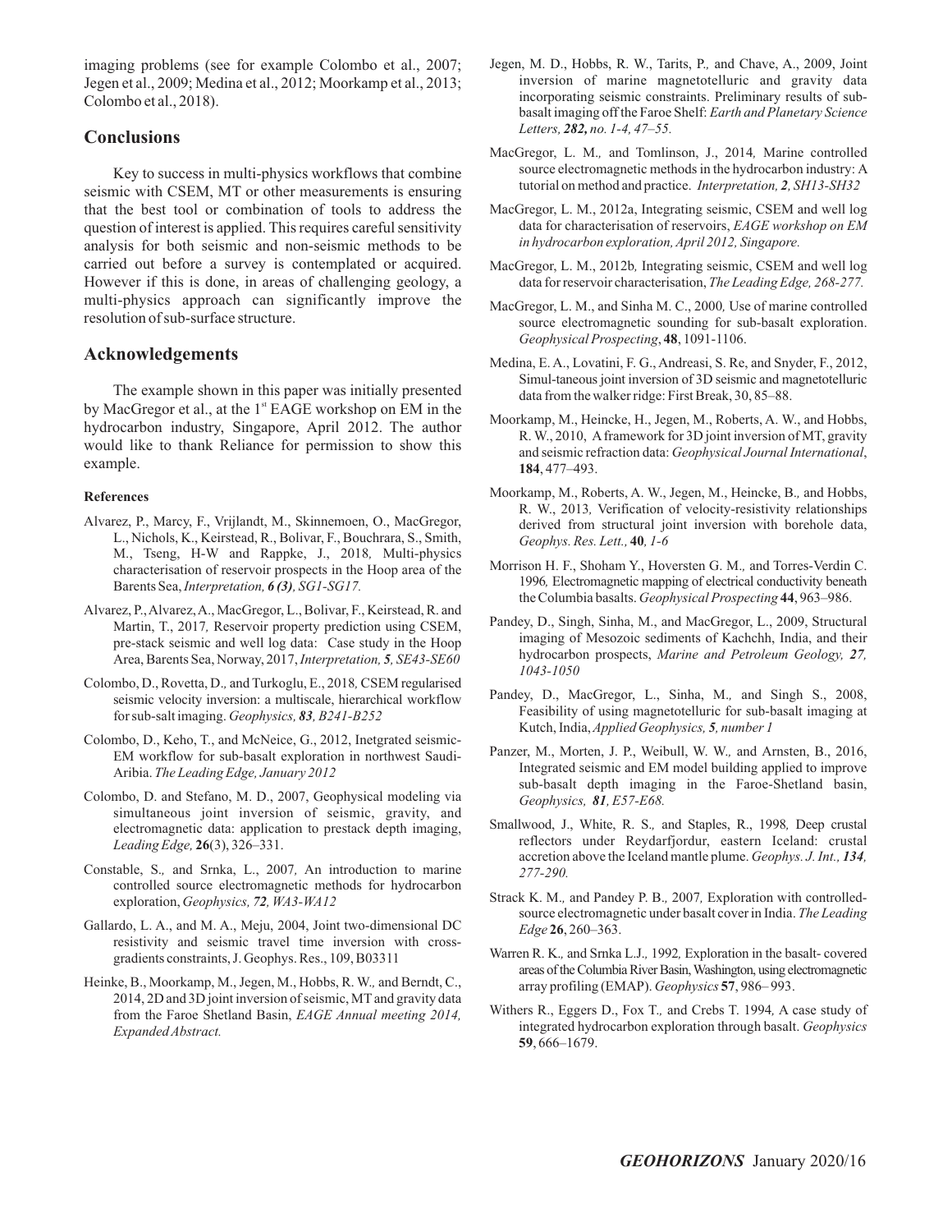imaging problems (see for example Colombo et al., 2007; Jegen et al., 2009; Medina et al., 2012; Moorkamp et al., 2013; Colombo et al., 2018).

## Conclusions

Key to success in multi-physics workflows that combine seismic with CSEM, MT or other measurements is ensuring that the best tool or combination of tools to address the question of interest is applied. This requires careful sensitivity analysis for both seismic and non-seismic methods to be carried out before a survey is contemplated or acquired. However if this is done, in areas of challenging geology, a multi-physics approach can significantly improve the resolution of sub-surface structure.

## Acknowledgements

The example shown in this paper was initially presented by MacGregor et al., at the 1st EAGE workshop on EM in the hydrocarbon industry, Singapore, April 2012. The author would like to thank Reliance for permission to show this example.

### References

Alvarez, P., Marcy, F., Vrijlandt, M., Skinnemoen, O., MacGregor, L., Nichols, K., Keirstead, R., Bolivar, F., Bouchrara, S., Smith, M., Tseng, H-W and Rappke, J., 2018, Multi-physics characterisation of reservoir prospects in the Hoop area of the Barents Sea, *Interpretation, **6 (3)**, SG1-SG17.*

Alvarez, P., Alvarez, A., MacGregor, L., Bolivar, F., Keirstead, R. and Martin, T., 2017, Reservoir property prediction using CSEM, pre-stack seismic and well log data: Case study in the Hoop Area, Barents Sea, Norway, 2017, *Interpretation, **5**, SE43-SE60*

Colombo, D., Rovetta, D., and Turkoglu, E., 2018, CSEM regularised seismic velocity inversion: a multiscale, hierarchical workflow for sub-salt imaging. *Geophysics, **83**, B241-B252*

Colombo, D., Keho, T., and McNeice, G., 2012, Inetgrated seismic-EM workflow for sub-basalt exploration in northwest Saudi-Aribia. *The Leading Edge, January 2012*

Colombo, D. and Stefano, M. D., 2007, Geophysical modeling via simultaneous joint inversion of seismic, gravity, and electromagnetic data: application to prestack depth imaging, *Leading Edge,* **26**(3), 326–331.

Constable, S., and Srnka, L., 2007, An introduction to marine controlled source electromagnetic methods for hydrocarbon exploration, *Geophysics, **72**, WA3-WA12*

Gallardo, L. A., and M. A., Meju, 2004, Joint two-dimensional DC resistivity and seismic travel time inversion with cross-gradients constraints, J. Geophys. Res., 109, B03311

Heinke, B., Moorkamp, M., Jegen, M., Hobbs, R. W., and Berndt, C., 2014, 2D and 3D joint inversion of seismic, MT and gravity data from the Faroe Shetland Basin, *EAGE Annual meeting 2014, Expanded Abstract.*

Jegen, M. D., Hobbs, R. W., Tarits, P., and Chave, A., 2009, Joint inversion of marine magnetotelluric and gravity data incorporating seismic constraints. Preliminary results of sub-basalt imaging off the Faroe Shelf: *Earth and Planetary Science Letters, **282,** no. 1-4, 47–55.*

MacGregor, L. M., and Tomlinson, J., 2014, Marine controlled source electromagnetic methods in the hydrocarbon industry: A tutorial on method and practice. *Interpretation, **2**, SH13-SH32*

MacGregor, L. M., 2012a, Integrating seismic, CSEM and well log data for characterisation of reservoirs, *EAGE workshop on EM in hydrocarbon exploration, April 2012, Singapore.*

MacGregor, L. M., 2012b, Integrating seismic, CSEM and well log data for reservoir characterisation, *The Leading Edge, 268-277.*

MacGregor, L. M., and Sinha M. C., 2000, Use of marine controlled source electromagnetic sounding for sub-basalt exploration. *Geophysical Prospecting*, **48**, 1091-1106.

Medina, E. A., Lovatini, F. G., Andreasi, S. Re, and Snyder, F., 2012, Simul-taneous joint inversion of 3D seismic and magnetotelluric data from the walker ridge: First Break, 30, 85–88.

Moorkamp, M., Heincke, H., Jegen, M., Roberts, A. W., and Hobbs, R. W., 2010, A framework for 3D joint inversion of MT, gravity and seismic refraction data: *Geophysical Journal International*, **184**, 477–493.

Moorkamp, M., Roberts, A. W., Jegen, M., Heincke, B., and Hobbs, R. W., 2013, Verification of velocity-resistivity relationships derived from structural joint inversion with borehole data, *Geophys. Res. Lett.,* **40***, 1-6*

Morrison H. F., Shoham Y., Hoversten G. M., and Torres-Verdin C. 1996, Electromagnetic mapping of electrical conductivity beneath the Columbia basalts. *Geophysical Prospecting* **44**, 963–986.

Pandey, D., Singh, Sinha, M., and MacGregor, L., 2009, Structural imaging of Mesozoic sediments of Kachchh, India, and their hydrocarbon prospects, *Marine and Petroleum Geology, **27**, 1043-1050*

Pandey, D., MacGregor, L., Sinha, M., and Singh S., 2008, Feasibility of using magnetotelluric for sub-basalt imaging at Kutch, India, *Applied Geophysics, **5**, number 1*

Panzer, M., Morten, J. P., Weibull, W. W., and Arnsten, B., 2016, Integrated seismic and EM model building applied to improve sub-basalt depth imaging in the Faroe-Shetland basin, *Geophysics, **81**, E57-E68.*

Smallwood, J., White, R. S., and Staples, R., 1998, Deep crustal reflectors under Reydarfjordur, eastern Iceland: crustal accretion above the Iceland mantle plume. *Geophys. J. Int., **134**, 277-290.*

Strack K. M., and Pandey P. B., 2007, Exploration with controlled-source electromagnetic under basalt cover in India. *The Leading Edge* **26**, 260–363.

Warren R. K., and Srnka L.J., 1992, Exploration in the basalt- covered areas of the Columbia River Basin, Washington, using electromagnetic array profiling (EMAP). *Geophysics* **57**, 986– 993.

Withers R., Eggers D., Fox T., and Crebs T. 1994, A case study of integrated hydrocarbon exploration through basalt. *Geophysics* **59**, 666–1679.